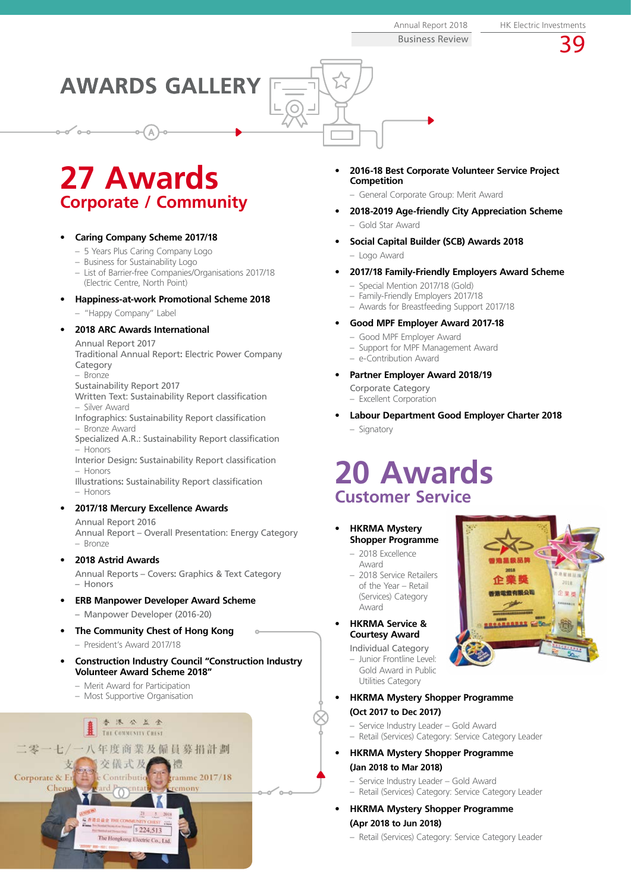# AWARDS GALLERY

## 27 Awards
### Corporate / Community

- **Caring Company Scheme 2017/18**
  - 5 Years Plus Caring Company Logo
  - Business for Sustainability Logo
  - List of Barrier-free Companies/Organisations 2017/18 (Electric Centre, North Point)
- **Happiness-at-work Promotional Scheme 2018**
  - "Happy Company" Label
- **2018 ARC Awards International**

  Annual Report 2017
  Traditional Annual Report: Electric Power Company Category
  - Bronze

  Sustainability Report 2017
  Written Text: Sustainability Report classification
  - Silver Award

  Infographics: Sustainability Report classification
  - Bronze Award

  Specialized A.R.: Sustainability Report classification
  - Honors

  Interior Design: Sustainability Report classification
  - Honors

  Illustrations: Sustainability Report classification
  - Honors
- **2017/18 Mercury Excellence Awards**

  Annual Report 2016
  Annual Report – Overall Presentation: Energy Category
  - Bronze
- **2018 Astrid Awards**

  Annual Reports – Covers: Graphics & Text Category
  - Honors
- **ERB Manpower Developer Award Scheme**
  - Manpower Developer (2016-20)
- **The Community Chest of Hong Kong**
  - President's Award 2017/18
- **Construction Industry Council "Construction Industry Volunteer Award Scheme 2018"**
  - Merit Award for Participation
  - Most Supportive Organisation
- **2016-18 Best Corporate Volunteer Service Project Competition**
  - General Corporate Group: Merit Award
- **2018-2019 Age-friendly City Appreciation Scheme**
  - Gold Star Award
- **Social Capital Builder (SCB) Awards 2018**
  - Logo Award
- **2017/18 Family-Friendly Employers Award Scheme**
  - Special Mention 2017/18 (Gold)
  - Family-Friendly Employers 2017/18
  - Awards for Breastfeeding Support 2017/18
- **Good MPF Employer Award 2017-18**
  - Good MPF Employer Award
  - Support for MPF Management Award
  - e-Contribution Award
- **Partner Employer Award 2018/19**

  Corporate Category
  - Excellent Corporation
- **Labour Department Good Employer Charter 2018**
  - Signatory

## 20 Awards
### Customer Service

- **HKRMA Mystery Shopper Programme**
  - 2018 Excellence Award
  - 2018 Service Retailers of the Year – Retail (Services) Category Award
- **HKRMA Service & Courtesy Award**

  Individual Category
  - Junior Frontline Level: Gold Award in Public Utilities Category
- **HKRMA Mystery Shopper Programme (Oct 2017 to Dec 2017)**
  - Service Industry Leader – Gold Award
  - Retail (Services) Category: Service Category Leader
- **HKRMA Mystery Shopper Programme (Jan 2018 to Mar 2018)**
  - Service Industry Leader – Gold Award
  - Retail (Services) Category: Service Category Leader
- **HKRMA Mystery Shopper Programme (Apr 2018 to Jun 2018)**
  - Retail (Services) Category: Service Category Leader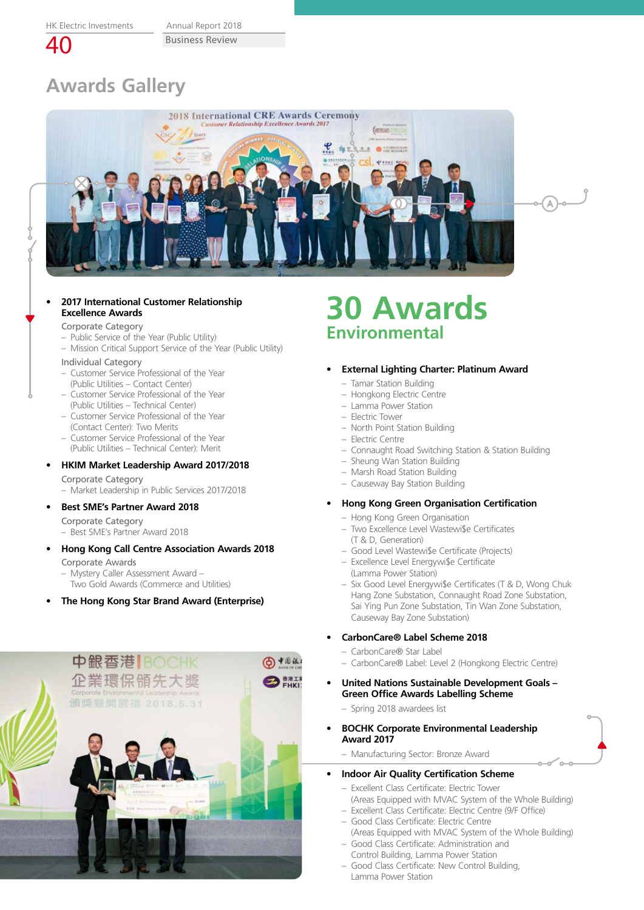# Awards Gallery

- **2017 International Customer Relationship Excellence Awards**

  Corporate Category
  - Public Service of the Year (Public Utility)
  - Mission Critical Support Service of the Year (Public Utility)

  Individual Category
  - Customer Service Professional of the Year (Public Utilities – Contact Center)
  - Customer Service Professional of the Year (Public Utilities – Technical Center)
  - Customer Service Professional of the Year (Contact Center): Two Merits
  - Customer Service Professional of the Year (Public Utilities – Technical Center): Merit

- **HKIM Market Leadership Award 2017/2018**

  Corporate Category
  - Market Leadership in Public Services 2017/2018

- **Best SME's Partner Award 2018**

  Corporate Category
  - Best SME's Partner Award 2018

- **Hong Kong Call Centre Association Awards 2018**

  Corporate Awards
  - Mystery Caller Assessment Award – Two Gold Awards (Commerce and Utilities)

- **The Hong Kong Star Brand Award (Enterprise)**

# 30 Awards

## Environmental

- **External Lighting Charter: Platinum Award**
  - Tamar Station Building
  - Hongkong Electric Centre
  - Lamma Power Station
  - Electric Tower
  - North Point Station Building
  - Electric Centre
  - Connaught Road Switching Station & Station Building
  - Sheung Wan Station Building
  - Marsh Road Station Building
  - Causeway Bay Station Building

- **Hong Kong Green Organisation Certification**
  - Hong Kong Green Organisation
  - Two Excellence Level Wastewi$e Certificates (T & D, Generation)
  - Good Level Wastewi$e Certificate (Projects)
  - Excellence Level Energywi$e Certificate (Lamma Power Station)
  - Six Good Level Energywi$e Certificates (T & D, Wong Chuk Hang Zone Substation, Connaught Road Zone Substation, Sai Ying Pun Zone Substation, Tin Wan Zone Substation, Causeway Bay Zone Substation)

- **CarbonCare® Label Scheme 2018**
  - CarbonCare® Star Label
  - CarbonCare® Label: Level 2 (Hongkong Electric Centre)

- **United Nations Sustainable Development Goals – Green Office Awards Labelling Scheme**
  - Spring 2018 awardees list

- **BOCHK Corporate Environmental Leadership Award 2017**
  - Manufacturing Sector: Bronze Award

- **Indoor Air Quality Certification Scheme**
  - Excellent Class Certificate: Electric Tower (Areas Equipped with MVAC System of the Whole Building)
  - Excellent Class Certificate: Electric Centre (9/F Office)
  - Good Class Certificate: Electric Centre (Areas Equipped with MVAC System of the Whole Building)
  - Good Class Certificate: Administration and Control Building, Lamma Power Station
  - Good Class Certificate: New Control Building, Lamma Power Station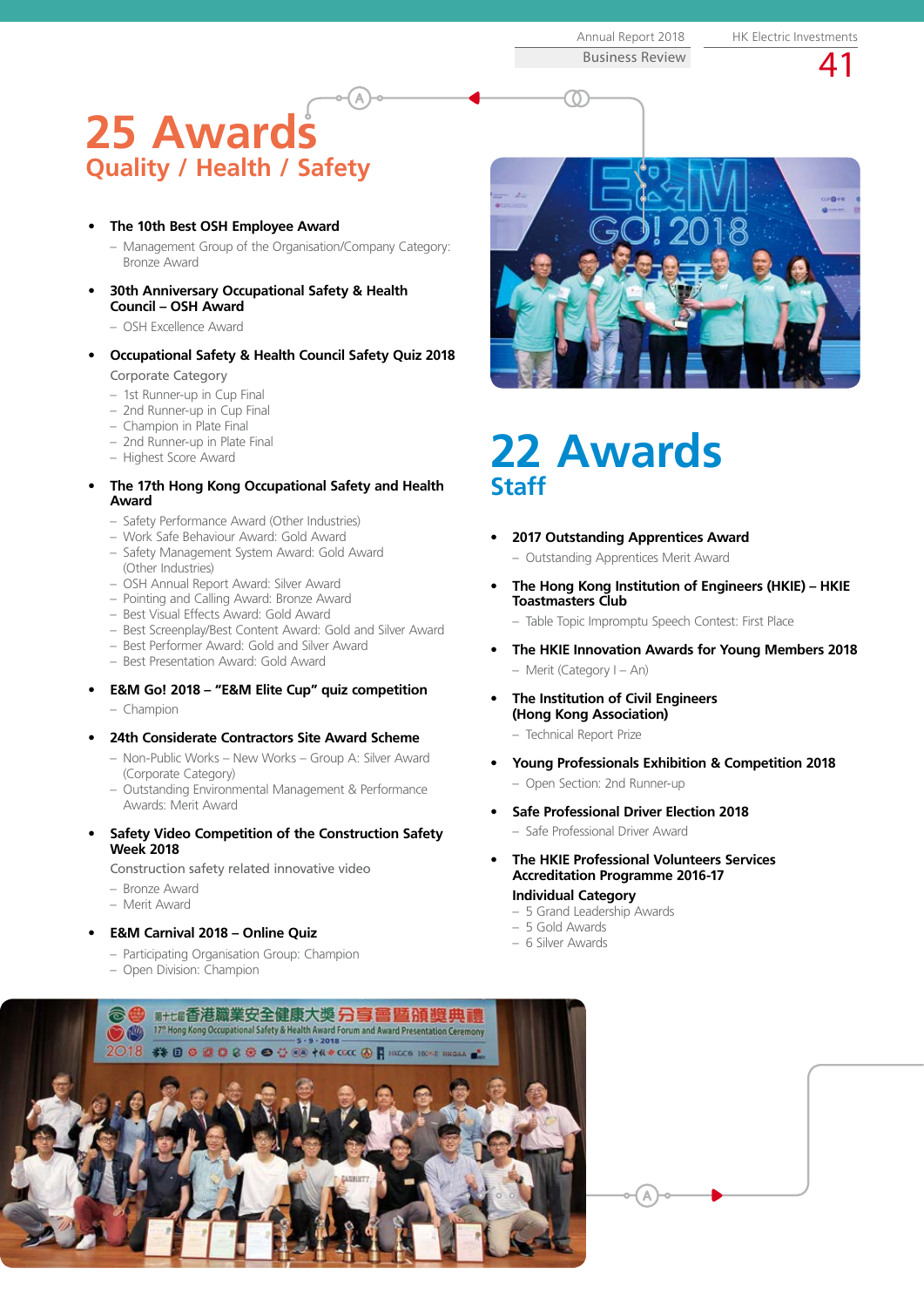# 25 Awards

## Quality / Health / Safety

- **The 10th Best OSH Employee Award**
  - Management Group of the Organisation/Company Category: Bronze Award
- **30th Anniversary Occupational Safety & Health Council – OSH Award**
  - OSH Excellence Award
- **Occupational Safety & Health Council Safety Quiz 2018**

  Corporate Category
  - 1st Runner-up in Cup Final
  - 2nd Runner-up in Cup Final
  - Champion in Plate Final
  - 2nd Runner-up in Plate Final
  - Highest Score Award
- **The 17th Hong Kong Occupational Safety and Health Award**
  - Safety Performance Award (Other Industries)
  - Work Safe Behaviour Award: Gold Award
  - Safety Management System Award: Gold Award (Other Industries)
  - OSH Annual Report Award: Silver Award
  - Pointing and Calling Award: Bronze Award
  - Best Visual Effects Award: Gold Award
  - Best Screenplay/Best Content Award: Gold and Silver Award
  - Best Performer Award: Gold and Silver Award
  - Best Presentation Award: Gold Award
- **E&M Go! 2018 – "E&M Elite Cup" quiz competition**
  - Champion
- **24th Considerate Contractors Site Award Scheme**
  - Non-Public Works – New Works – Group A: Silver Award (Corporate Category)
  - Outstanding Environmental Management & Performance Awards: Merit Award
- **Safety Video Competition of the Construction Safety Week 2018**

  Construction safety related innovative video
  - Bronze Award
  - Merit Award
- **E&M Carnival 2018 – Online Quiz**
  - Participating Organisation Group: Champion
  - Open Division: Champion

# 22 Awards

## Staff

- **2017 Outstanding Apprentices Award**
  - Outstanding Apprentices Merit Award
- **The Hong Kong Institution of Engineers (HKIE) – HKIE Toastmasters Club**
  - Table Topic Impromptu Speech Contest: First Place
- **The HKIE Innovation Awards for Young Members 2018**
  - Merit (Category I – An)
- **The Institution of Civil Engineers (Hong Kong Association)**
  - Technical Report Prize
- **Young Professionals Exhibition & Competition 2018**
  - Open Section: 2nd Runner-up
- **Safe Professional Driver Election 2018**
  - Safe Professional Driver Award
- **The HKIE Professional Volunteers Services Accreditation Programme 2016-17**

  **Individual Category**
  - 5 Grand Leadership Awards
  - 5 Gold Awards
  - 6 Silver Awards